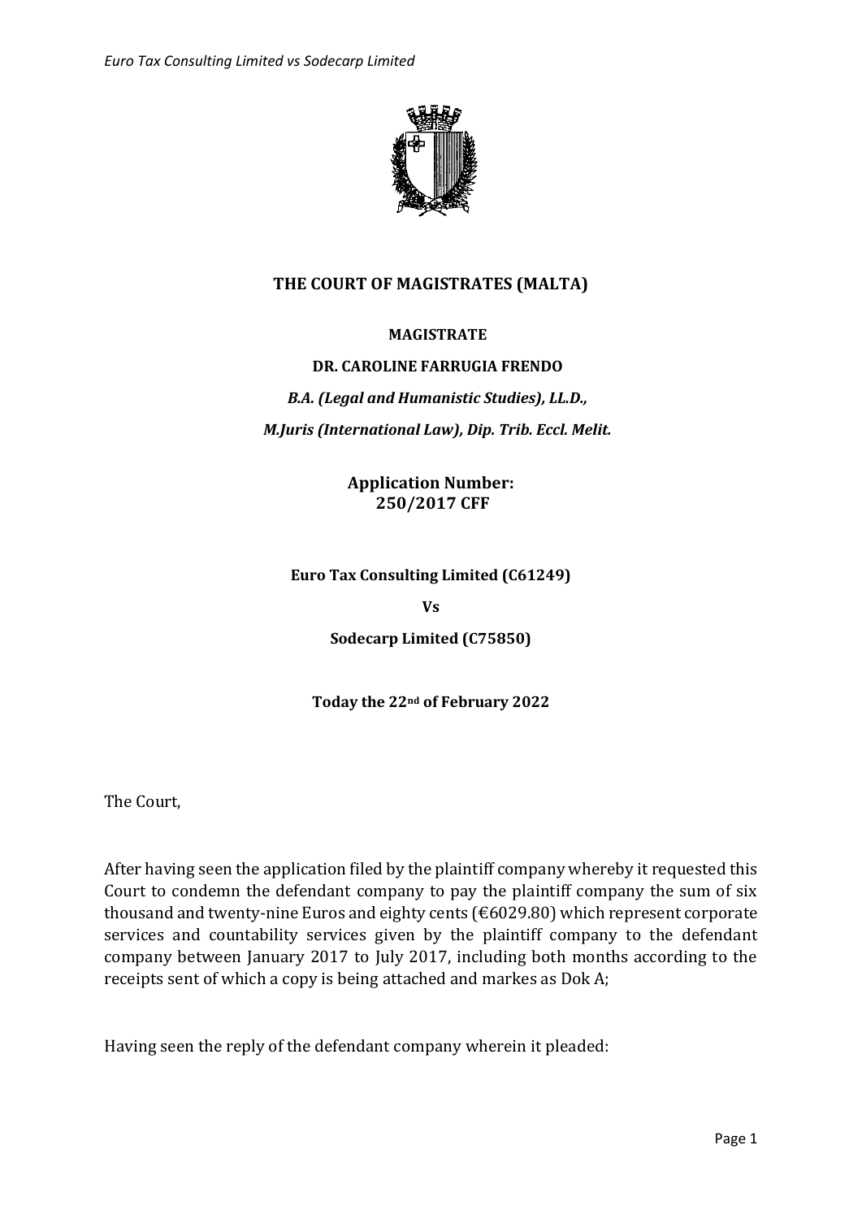**THE COURT OF MAGISTRATES (MALTA)**

**MAGISTRATE**

**DR. CAROLINE FARRUGIA FRENDO**

***B.A. (Legal and Humanistic Studies), LL.D.,***

***M.Juris (International Law), Dip. Trib. Eccl. Melit.***

**Application Number:**
**250/2017 CFF**

**Euro Tax Consulting Limited (C61249)**

**Vs**

**Sodecarp Limited (C75850)**

**Today the 22nd of February 2022**

The Court,

After having seen the application filed by the plaintiff company whereby it requested this Court to condemn the defendant company to pay the plaintiff company the sum of six thousand and twenty-nine Euros and eighty cents (€6029.80) which represent corporate services and countability services given by the plaintiff company to the defendant company between January 2017 to July 2017, including both months according to the receipts sent of which a copy is being attached and markes as Dok A;

Having seen the reply of the defendant company wherein it pleaded: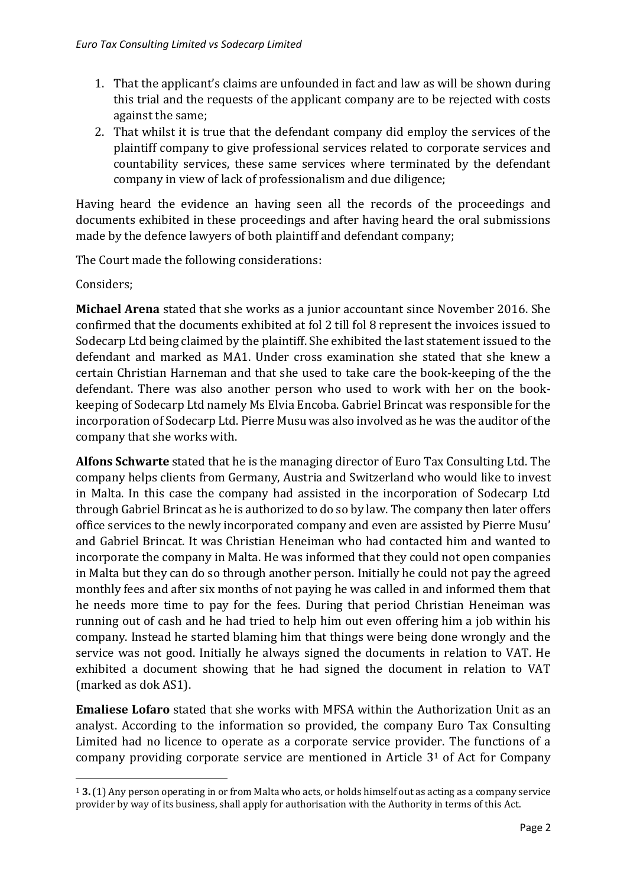1. That the applicant's claims are unfounded in fact and law as will be shown during this trial and the requests of the applicant company are to be rejected with costs against the same;
2. That whilst it is true that the defendant company did employ the services of the plaintiff company to give professional services related to corporate services and countability services, these same services where terminated by the defendant company in view of lack of professionalism and due diligence;

Having heard the evidence an having seen all the records of the proceedings and documents exhibited in these proceedings and after having heard the oral submissions made by the defence lawyers of both plaintiff and defendant company;

The Court made the following considerations:

Considers;

**Michael Arena** stated that she works as a junior accountant since November 2016. She confirmed that the documents exhibited at fol 2 till fol 8 represent the invoices issued to Sodecarp Ltd being claimed by the plaintiff. She exhibited the last statement issued to the defendant and marked as MA1. Under cross examination she stated that she knew a certain Christian Harneman and that she used to take care the book-keeping of the the defendant. There was also another person who used to work with her on the book-keeping of Sodecarp Ltd namely Ms Elvia Encoba. Gabriel Brincat was responsible for the incorporation of Sodecarp Ltd. Pierre Musu was also involved as he was the auditor of the company that she works with.

**Alfons Schwarte** stated that he is the managing director of Euro Tax Consulting Ltd. The company helps clients from Germany, Austria and Switzerland who would like to invest in Malta. In this case the company had assisted in the incorporation of Sodecarp Ltd through Gabriel Brincat as he is authorized to do so by law. The company then later offers office services to the newly incorporated company and even are assisted by Pierre Musu' and Gabriel Brincat. It was Christian Heneiman who had contacted him and wanted to incorporate the company in Malta. He was informed that they could not open companies in Malta but they can do so through another person. Initially he could not pay the agreed monthly fees and after six months of not paying he was called in and informed them that he needs more time to pay for the fees. During that period Christian Heneiman was running out of cash and he had tried to help him out even offering him a job within his company. Instead he started blaming him that things were being done wrongly and the service was not good. Initially he always signed the documents in relation to VAT. He exhibited a document showing that he had signed the document in relation to VAT (marked as dok AS1).

**Emaliese Lofaro** stated that she works with MFSA within the Authorization Unit as an analyst. According to the information so provided, the company Euro Tax Consulting Limited had no licence to operate as a corporate service provider. The functions of a company providing corporate service are mentioned in Article 3[1] of Act for Company

---

[1] **3.** (1) Any person operating in or from Malta who acts, or holds himself out as acting as a company service provider by way of its business, shall apply for authorisation with the Authority in terms of this Act.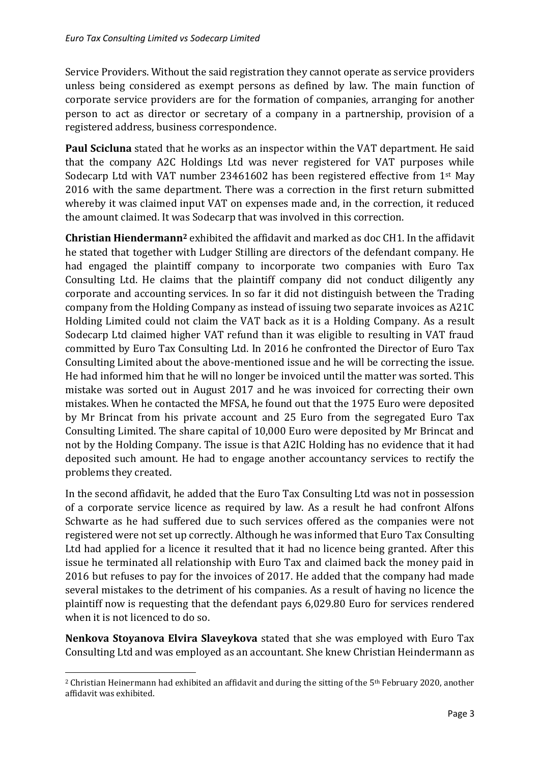Service Providers. Without the said registration they cannot operate as service providers unless being considered as exempt persons as defined by law. The main function of corporate service providers are for the formation of companies, arranging for another person to act as director or secretary of a company in a partnership, provision of a registered address, business correspondence.

**Paul Scicluna** stated that he works as an inspector within the VAT department. He said that the company A2C Holdings Ltd was never registered for VAT purposes while Sodecarp Ltd with VAT number 23461602 has been registered effective from 1st May 2016 with the same department. There was a correction in the first return submitted whereby it was claimed input VAT on expenses made and, in the correction, it reduced the amount claimed. It was Sodecarp that was involved in this correction.

**Christian Hiendermann**[2] exhibited the affidavit and marked as doc CH1. In the affidavit he stated that together with Ludger Stilling are directors of the defendant company. He had engaged the plaintiff company to incorporate two companies with Euro Tax Consulting Ltd. He claims that the plaintiff company did not conduct diligently any corporate and accounting services. In so far it did not distinguish between the Trading company from the Holding Company as instead of issuing two separate invoices as A21C Holding Limited could not claim the VAT back as it is a Holding Company. As a result Sodecarp Ltd claimed higher VAT refund than it was eligible to resulting in VAT fraud committed by Euro Tax Consulting Ltd. In 2016 he confronted the Director of Euro Tax Consulting Limited about the above-mentioned issue and he will be correcting the issue. He had informed him that he will no longer be invoiced until the matter was sorted. This mistake was sorted out in August 2017 and he was invoiced for correcting their own mistakes. When he contacted the MFSA, he found out that the 1975 Euro were deposited by Mr Brincat from his private account and 25 Euro from the segregated Euro Tax Consulting Limited. The share capital of 10,000 Euro were deposited by Mr Brincat and not by the Holding Company. The issue is that A2IC Holding has no evidence that it had deposited such amount. He had to engage another accountancy services to rectify the problems they created.

In the second affidavit, he added that the Euro Tax Consulting Ltd was not in possession of a corporate service licence as required by law. As a result he had confront Alfons Schwarte as he had suffered due to such services offered as the companies were not registered were not set up correctly. Although he was informed that Euro Tax Consulting Ltd had applied for a licence it resulted that it had no licence being granted. After this issue he terminated all relationship with Euro Tax and claimed back the money paid in 2016 but refuses to pay for the invoices of 2017. He added that the company had made several mistakes to the detriment of his companies. As a result of having no licence the plaintiff now is requesting that the defendant pays 6,029.80 Euro for services rendered when it is not licenced to do so.

**Nenkova Stoyanova Elvira Slaveykova** stated that she was employed with Euro Tax Consulting Ltd and was employed as an accountant. She knew Christian Heindermann as

[2] Christian Heinermann had exhibited an affidavit and during the sitting of the 5th February 2020, another affidavit was exhibited.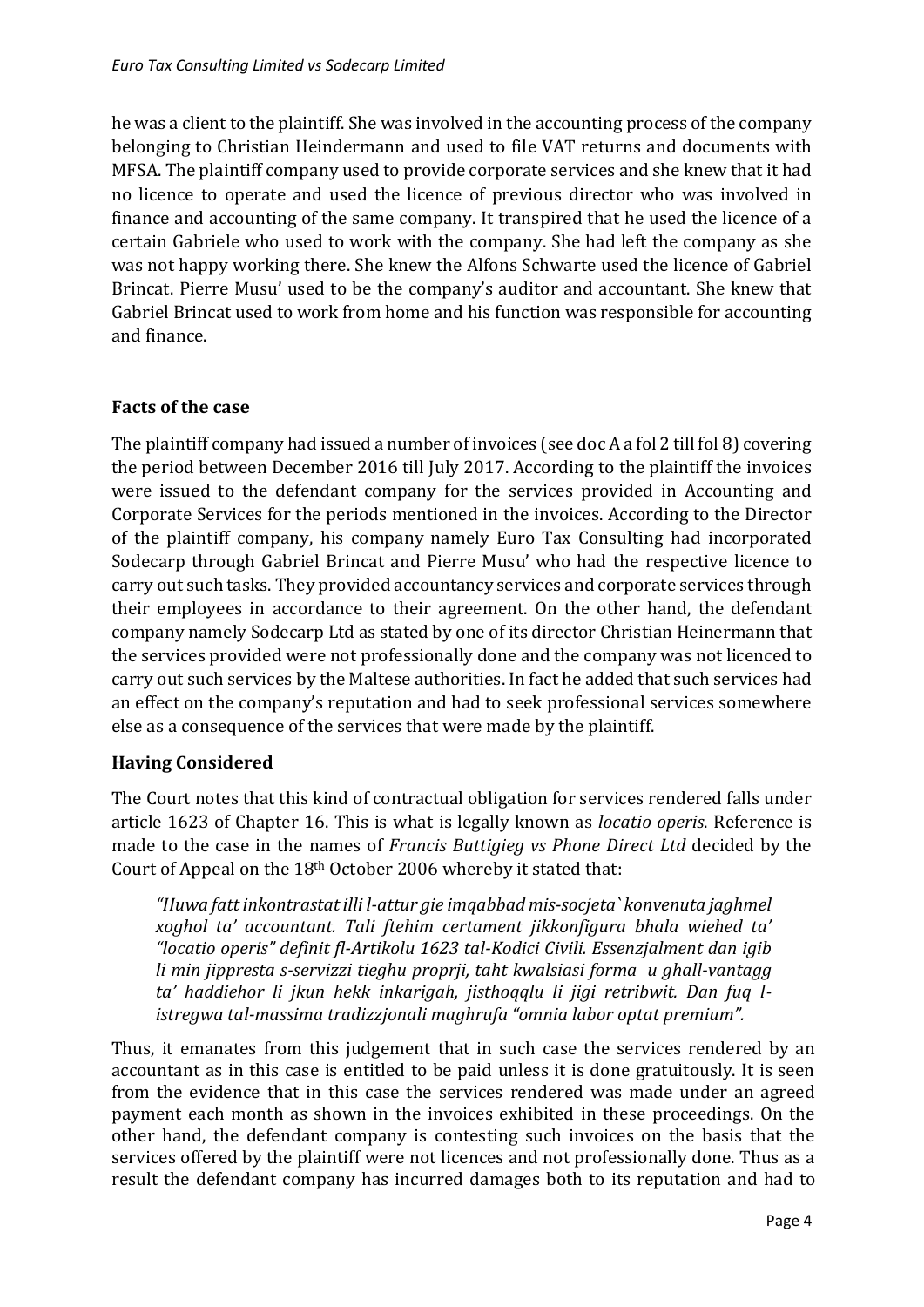he was a client to the plaintiff. She was involved in the accounting process of the company belonging to Christian Heindermann and used to file VAT returns and documents with MFSA. The plaintiff company used to provide corporate services and she knew that it had no licence to operate and used the licence of previous director who was involved in finance and accounting of the same company. It transpired that he used the licence of a certain Gabriele who used to work with the company. She had left the company as she was not happy working there. She knew the Alfons Schwarte used the licence of Gabriel Brincat. Pierre Musu' used to be the company's auditor and accountant. She knew that Gabriel Brincat used to work from home and his function was responsible for accounting and finance.

## Facts of the case

The plaintiff company had issued a number of invoices (see doc A a fol 2 till fol 8) covering the period between December 2016 till July 2017. According to the plaintiff the invoices were issued to the defendant company for the services provided in Accounting and Corporate Services for the periods mentioned in the invoices. According to the Director of the plaintiff company, his company namely Euro Tax Consulting had incorporated Sodecarp through Gabriel Brincat and Pierre Musu' who had the respective licence to carry out such tasks. They provided accountancy services and corporate services through their employees in accordance to their agreement. On the other hand, the defendant company namely Sodecarp Ltd as stated by one of its director Christian Heinermann that the services provided were not professionally done and the company was not licenced to carry out such services by the Maltese authorities. In fact he added that such services had an effect on the company's reputation and had to seek professional services somewhere else as a consequence of the services that were made by the plaintiff.

## Having Considered

The Court notes that this kind of contractual obligation for services rendered falls under article 1623 of Chapter 16. This is what is legally known as *locatio operis*. Reference is made to the case in the names of *Francis Buttigieg vs Phone Direct Ltd* decided by the Court of Appeal on the 18th October 2006 whereby it stated that:

> *"Huwa fatt inkontrastat illi l-attur gie imqabbad mis-socjeta` konvenuta jaghmel xoghol ta' accountant. Tali ftehim certament jikkonfigura bhala wiehed ta' "locatio operis" definit fl-Artikolu 1623 tal-Kodici Civili. Essenzjalment dan igib li min jippresta s-servizzi tieghu proprji, taht kwalsiasi forma u ghall-vantagg ta' haddiehor li jkun hekk inkarigah, jisthoqqlu li jigi retribwit. Dan fuq l-istregwa tal-massima tradizzjonali maghrufa "omnia labor optat premium".*

Thus, it emanates from this judgement that in such case the services rendered by an accountant as in this case is entitled to be paid unless it is done gratuitously. It is seen from the evidence that in this case the services rendered was made under an agreed payment each month as shown in the invoices exhibited in these proceedings. On the other hand, the defendant company is contesting such invoices on the basis that the services offered by the plaintiff were not licences and not professionally done. Thus as a result the defendant company has incurred damages both to its reputation and had to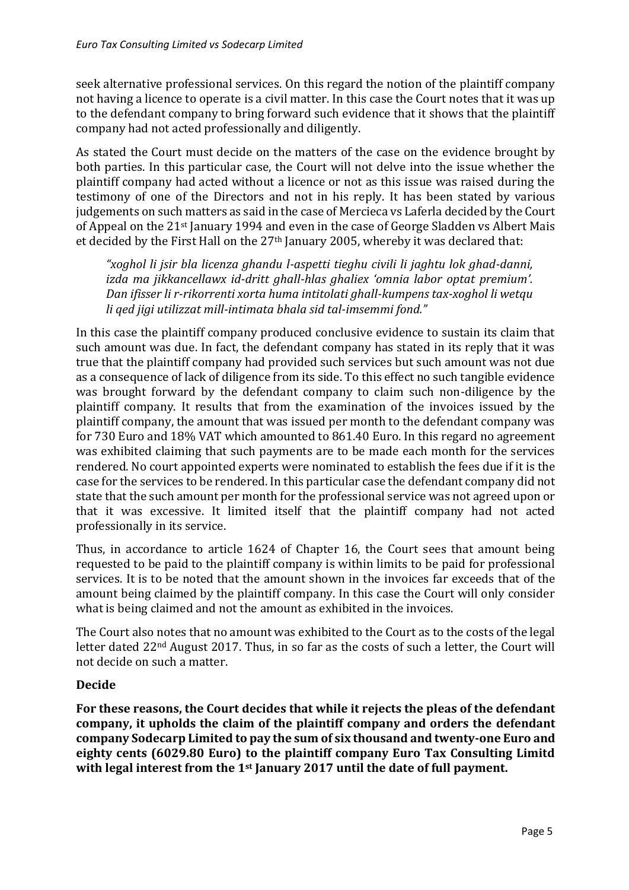seek alternative professional services. On this regard the notion of the plaintiff company not having a licence to operate is a civil matter. In this case the Court notes that it was up to the defendant company to bring forward such evidence that it shows that the plaintiff company had not acted professionally and diligently.

As stated the Court must decide on the matters of the case on the evidence brought by both parties. In this particular case, the Court will not delve into the issue whether the plaintiff company had acted without a licence or not as this issue was raised during the testimony of one of the Directors and not in his reply. It has been stated by various judgements on such matters as said in the case of Mercieca vs Laferla decided by the Court of Appeal on the 21st January 1994 and even in the case of George Sladden vs Albert Mais et decided by the First Hall on the 27th January 2005, whereby it was declared that:

> *"xoghol li jsir bla licenza ghandu l-aspetti tieghu civili li jaghtu lok ghad-danni, izda ma jikkancellawx id-dritt ghall-hlas ghaliex 'omnia labor optat premium'. Dan ifisser li r-rikorrenti xorta huma intitolati ghall-kumpens tax-xoghol li wetqu li qed jigi utilizzat mill-intimata bhala sid tal-imsemmi fond."*

In this case the plaintiff company produced conclusive evidence to sustain its claim that such amount was due. In fact, the defendant company has stated in its reply that it was true that the plaintiff company had provided such services but such amount was not due as a consequence of lack of diligence from its side. To this effect no such tangible evidence was brought forward by the defendant company to claim such non-diligence by the plaintiff company. It results that from the examination of the invoices issued by the plaintiff company, the amount that was issued per month to the defendant company was for 730 Euro and 18% VAT which amounted to 861.40 Euro. In this regard no agreement was exhibited claiming that such payments are to be made each month for the services rendered. No court appointed experts were nominated to establish the fees due if it is the case for the services to be rendered. In this particular case the defendant company did not state that the such amount per month for the professional service was not agreed upon or that it was excessive. It limited itself that the plaintiff company had not acted professionally in its service.

Thus, in accordance to article 1624 of Chapter 16, the Court sees that amount being requested to be paid to the plaintiff company is within limits to be paid for professional services. It is to be noted that the amount shown in the invoices far exceeds that of the amount being claimed by the plaintiff company. In this case the Court will only consider what is being claimed and not the amount as exhibited in the invoices.

The Court also notes that no amount was exhibited to the Court as to the costs of the legal letter dated 22nd August 2017. Thus, in so far as the costs of such a letter, the Court will not decide on such a matter.

**Decide**

**For these reasons, the Court decides that while it rejects the pleas of the defendant company, it upholds the claim of the plaintiff company and orders the defendant company Sodecarp Limited to pay the sum of six thousand and twenty-one Euro and eighty cents (6029.80 Euro) to the plaintiff company Euro Tax Consulting Limitd with legal interest from the 1st January 2017 until the date of full payment.**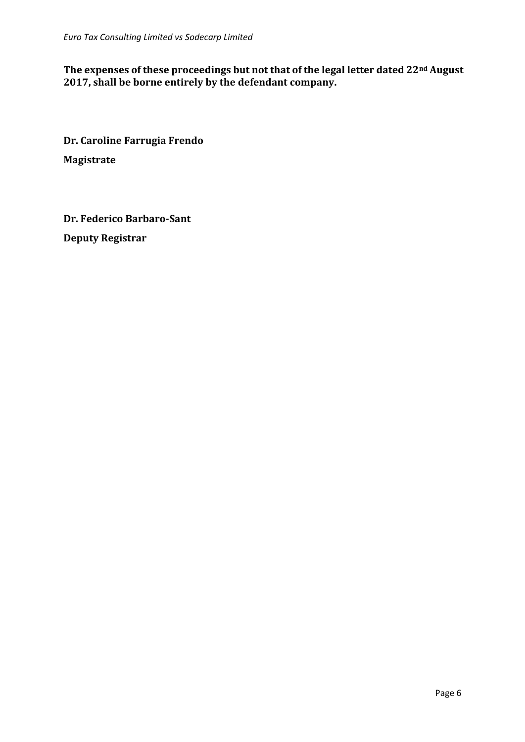**The expenses of these proceedings but not that of the legal letter dated 22nd August 2017, shall be borne entirely by the defendant company.**

**Dr. Caroline Farrugia Frendo**

**Magistrate**

**Dr. Federico Barbaro-Sant**

**Deputy Registrar**